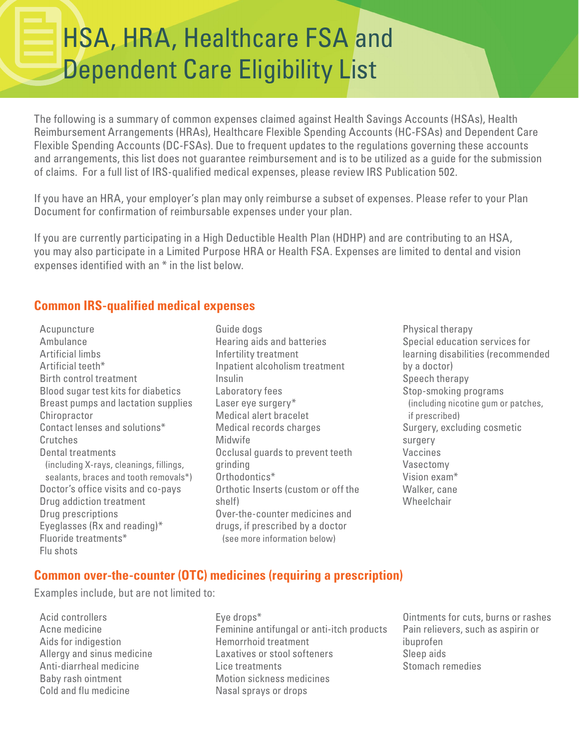# HSA, HRA, Healthcare FSA and Dependent Care Eligibility List

The following is a summary of common expenses claimed against Health Savings Accounts (HSAs), Health Reimbursement Arrangements (HRAs), Healthcare Flexible Spending Accounts (HC-FSAs) and Dependent Care Flexible Spending Accounts (DC-FSAs). Due to frequent updates to the regulations governing these accounts and arrangements, this list does not guarantee reimbursement and is to be utilized as a guide for the submission of claims. For a full list of IRS-qualified medical expenses, please review IRS Publication 502.

If you have an HRA, your employer's plan may only reimburse a subset of expenses. Please refer to your Plan Document for confirmation of reimbursable expenses under your plan.

If you are currently participating in a High Deductible Health Plan (HDHP) and are contributing to an HSA, you may also participate in a Limited Purpose HRA or Health FSA. Expenses are limited to dental and vision expenses identified with an * in the list below.

## Common IRS-qualified medical expenses

- Acupuncture
- Ambulance
- Artificial limbs
- Artificial teeth*
- Birth control treatment
- Blood sugar test kits for diabetics
- Breast pumps and lactation supplies
- Chiropractor
- Contact lenses and solutions*
- Crutches
- Dental treatments (including X-rays, cleanings, fillings, sealants, braces and tooth removals*)
- Doctor's office visits and co-pays
- Drug addiction treatment
- Drug prescriptions
- Eyeglasses (Rx and reading)*
- Fluoride treatments*
- Flu shots
- Guide dogs
- Hearing aids and batteries
- Infertility treatment
- Inpatient alcoholism treatment
- Insulin
- Laboratory fees
- Laser eye surgery*
- Medical alert bracelet
- Medical records charges
- Midwife
- Occlusal guards to prevent teeth grinding
- Orthodontics*
- Orthotic Inserts (custom or off the shelf)
- Over-the-counter medicines and drugs, if prescribed by a doctor (see more information below)
- Physical therapy
- Special education services for learning disabilities (recommended by a doctor)
- Speech therapy
- Stop-smoking programs (including nicotine gum or patches, if prescribed)
- Surgery, excluding cosmetic surgery
- Vaccines
- Vasectomy
- Vision exam*
- Walker, cane
- Wheelchair

## Common over-the-counter (OTC) medicines (requiring a prescription)

Examples include, but are not limited to:

- Acid controllers
- Acne medicine
- Aids for indigestion
- Allergy and sinus medicine
- Anti-diarrheal medicine
- Baby rash ointment
- Cold and flu medicine
- Eye drops*
- Feminine antifungal or anti-itch products
- Hemorrhoid treatment
- Laxatives or stool softeners
- Lice treatments
- Motion sickness medicines
- Nasal sprays or drops
- Ointments for cuts, burns or rashes
- Pain relievers, such as aspirin or ibuprofen
- Sleep aids
- Stomach remedies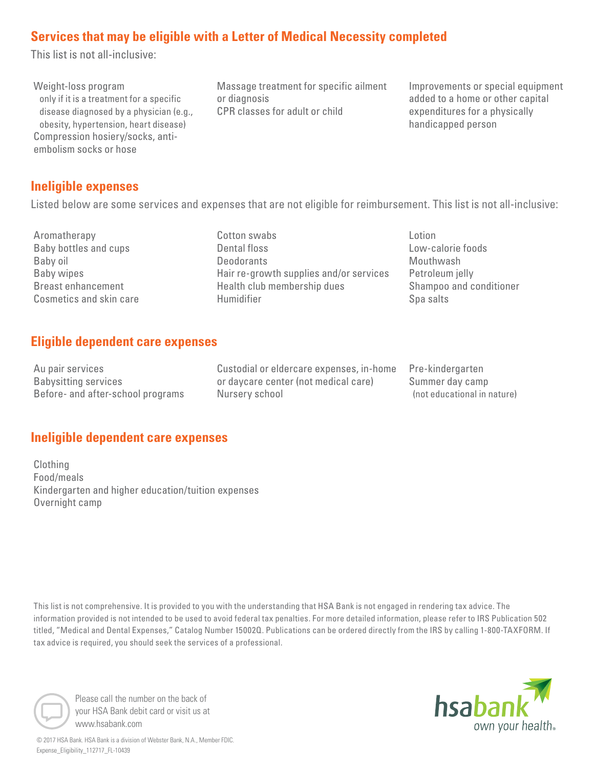## Services that may be eligible with a Letter of Medical Necessity completed

This list is not all-inclusive:

- Weight-loss program
  only if it is a treatment for a specific disease diagnosed by a physician (e.g., obesity, hypertension, heart disease)
- Compression hosiery/socks, anti-embolism socks or hose
- Massage treatment for specific ailment or diagnosis
- CPR classes for adult or child
- Improvements or special equipment added to a home or other capital expenditures for a physically handicapped person

## Ineligible expenses

Listed below are some services and expenses that are not eligible for reimbursement. This list is not all-inclusive:

- Aromatherapy
- Baby bottles and cups
- Baby oil
- Baby wipes
- Breast enhancement
- Cosmetics and skin care
- Cotton swabs
- Dental floss
- Deodorants
- Hair re-growth supplies and/or services
- Health club membership dues
- Humidifier
- Lotion
- Low-calorie foods
- Mouthwash
- Petroleum jelly
- Shampoo and conditioner
- Spa salts

## Eligible dependent care expenses

- Au pair services
- Babysitting services
- Before- and after-school programs
- Custodial or eldercare expenses, in-home or daycare center (not medical care)
- Nursery school
- Pre-kindergarten
- Summer day camp
  (not educational in nature)

## Ineligible dependent care expenses

- Clothing
- Food/meals
- Kindergarten and higher education/tuition expenses
- Overnight camp

This list is not comprehensive. It is provided to you with the understanding that HSA Bank is not engaged in rendering tax advice. The information provided is not intended to be used to avoid federal tax penalties. For more detailed information, please refer to IRS Publication 502 titled, "Medical and Dental Expenses," Catalog Number 15002Q. Publications can be ordered directly from the IRS by calling 1-800-TAXFORM. If tax advice is required, you should seek the services of a professional.

Please call the number on the back of your HSA Bank debit card or visit us at www.hsabank.com

hsabank own your health®

© 2017 HSA Bank. HSA Bank is a division of Webster Bank, N.A., Member FDIC.
Expense_Eligibility_112717_FL-10439